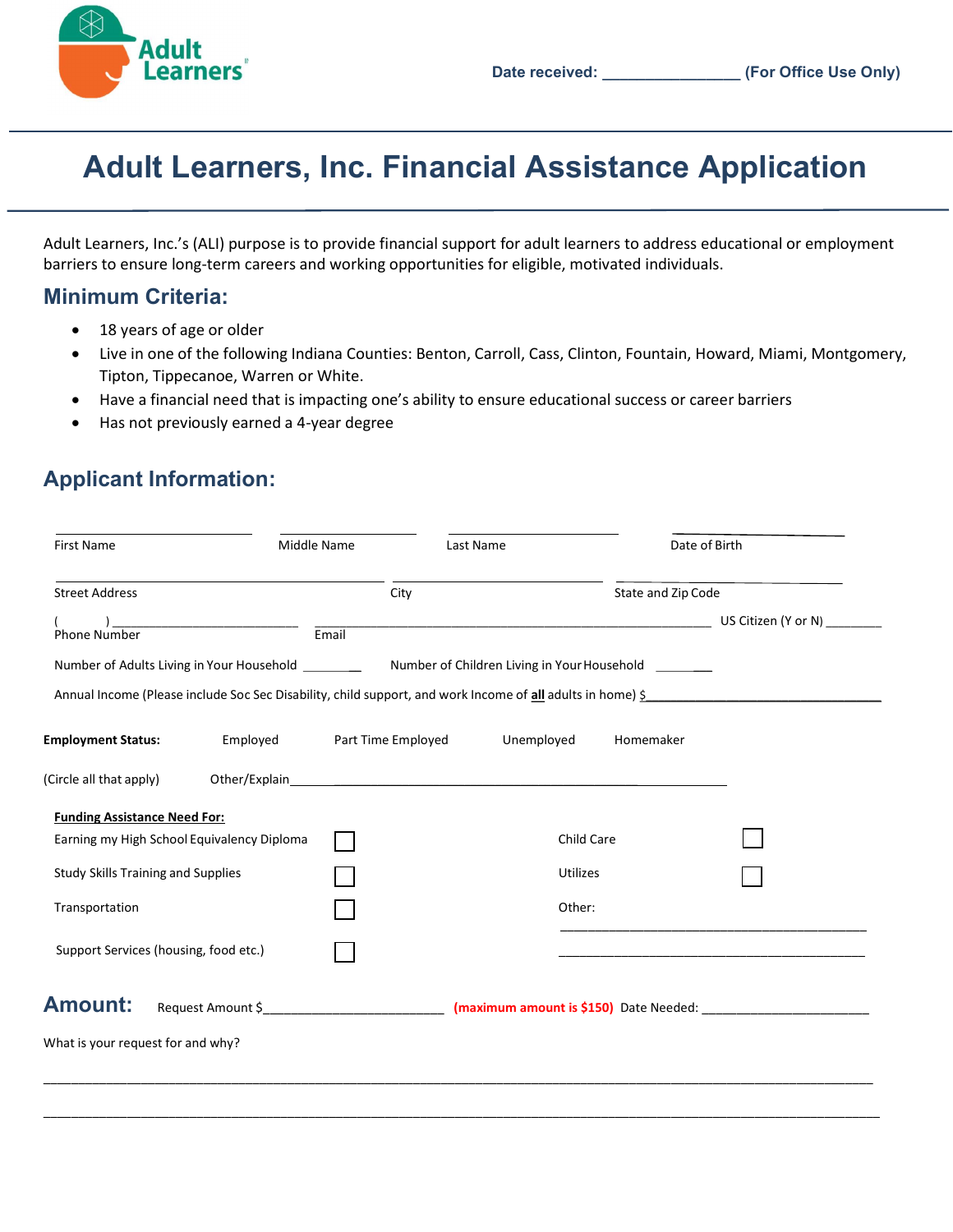Adult Learners

Date received: _______________ (For Office Use Only)

# Adult Learners, Inc. Financial Assistance Application

Adult Learners, Inc.'s (ALI) purpose is to provide financial support for adult learners to address educational or employment barriers to ensure long-term careers and working opportunities for eligible, motivated individuals.

## Minimum Criteria:

- 18 years of age or older
- Live in one of the following Indiana Counties: Benton, Carroll, Cass, Clinton, Fountain, Howard, Miami, Montgomery, Tipton, Tippecanoe, Warren or White.
- Have a financial need that is impacting one's ability to ensure educational success or career barriers
- Has not previously earned a 4-year degree

## Applicant Information:

______________________ ______________________ ______________________ ______________________
First Name Middle Name Last Name Date of Birth

______________________ ______________________ ______________________
Street Address City State and Zip Code

( ) ______________________ ______________________ US Citizen (Y or N) ________
Phone Number Email

Number of Adults Living in Your Household ________ Number of Children Living in Your Household ________

Annual Income (Please include Soc Sec Disability, child support, and work Income of **all** adults in home) $______________________

**Employment Status:** Employed Part Time Employed Unemployed Homemaker

(Circle all that apply) Other/Explain______________________

**Funding Assistance Need For:**

- Earning my High School Equivalency Diploma ☐
- Study Skills Training and Supplies ☐
- Transportation ☐
- Support Services (housing, food etc.) ☐
- Child Care ☐
- Utilizes ☐
- Other: ______________________

## Amount:

Request Amount $______________________ **(maximum amount is $150)** Date Needed: ______________________

What is your request for and why?

______________________________________________________________________

______________________________________________________________________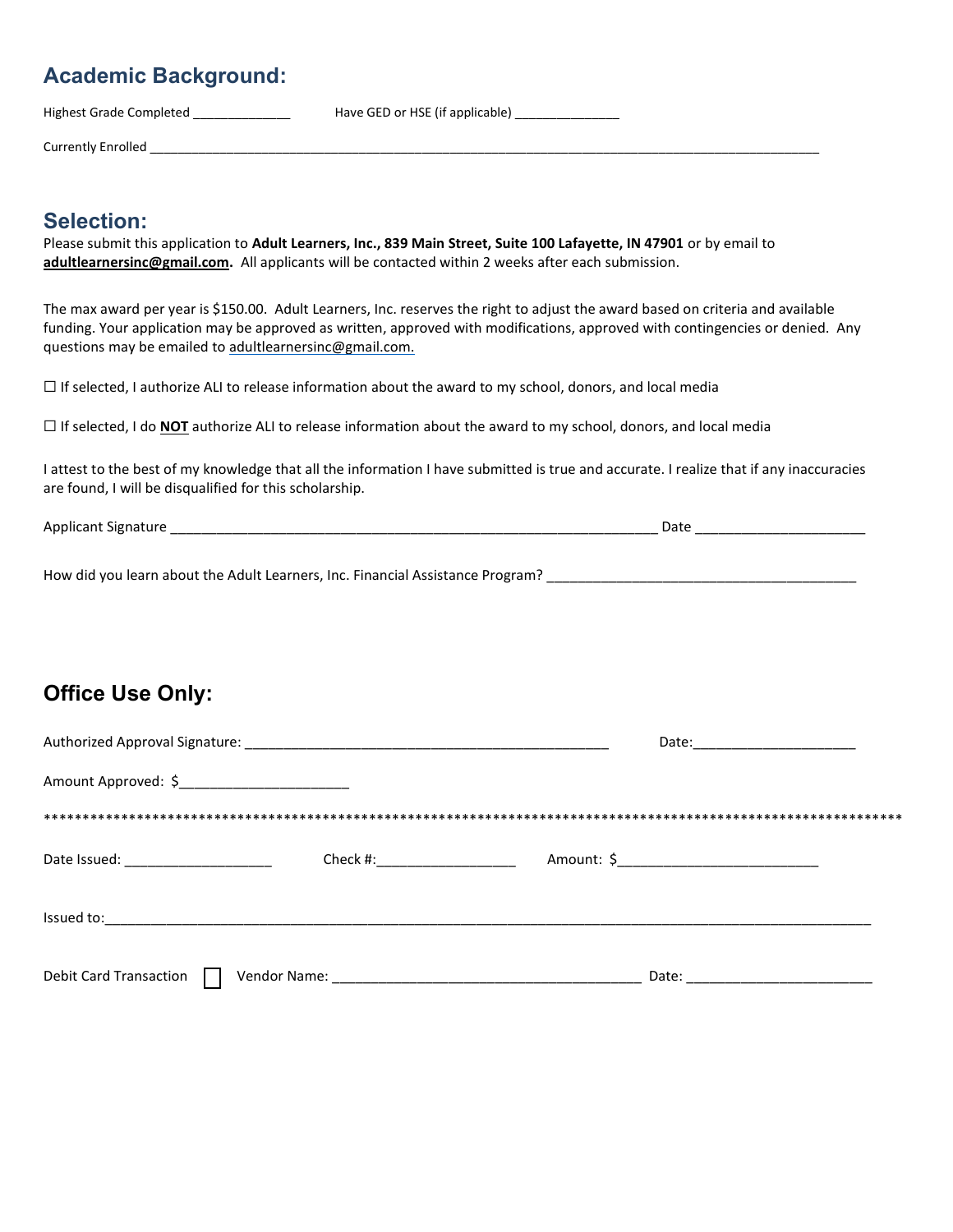## Academic Background:

Highest Grade Completed ______________ Have GED or HSE (if applicable) _______________

Currently Enrolled ____________________________________________________________________________________________________

## Selection:

Please submit this application to **Adult Learners, Inc., 839 Main Street, Suite 100 Lafayette, IN 47901** or by email to **adultlearnersinc@gmail.com.** All applicants will be contacted within 2 weeks after each submission.

The max award per year is $150.00. Adult Learners, Inc. reserves the right to adjust the award based on criteria and available funding. Your application may be approved as written, approved with modifications, approved with contingencies or denied. Any questions may be emailed to adultlearnersinc@gmail.com.

☐ If selected, I authorize ALI to release information about the award to my school, donors, and local media

☐ If selected, I do **NOT** authorize ALI to release information about the award to my school, donors, and local media

I attest to the best of my knowledge that all the information I have submitted is true and accurate. I realize that if any inaccuracies are found, I will be disqualified for this scholarship.

Applicant Signature ___________________________________________________________________ Date _______________________

How did you learn about the Adult Learners, Inc. Financial Assistance Program? ___________________________________________

## Office Use Only:

Authorized Approval Signature: ___________________________________________________ Date:______________________

Amount Approved: $______________________

**********************************************************************************************************************

Date Issued: ___________________ Check #:__________________ Amount: $__________________________

Issued to:____________________________________________________________________________________________________

Debit Card Transaction ☐ Vendor Name: ________________________________________ Date: ________________________